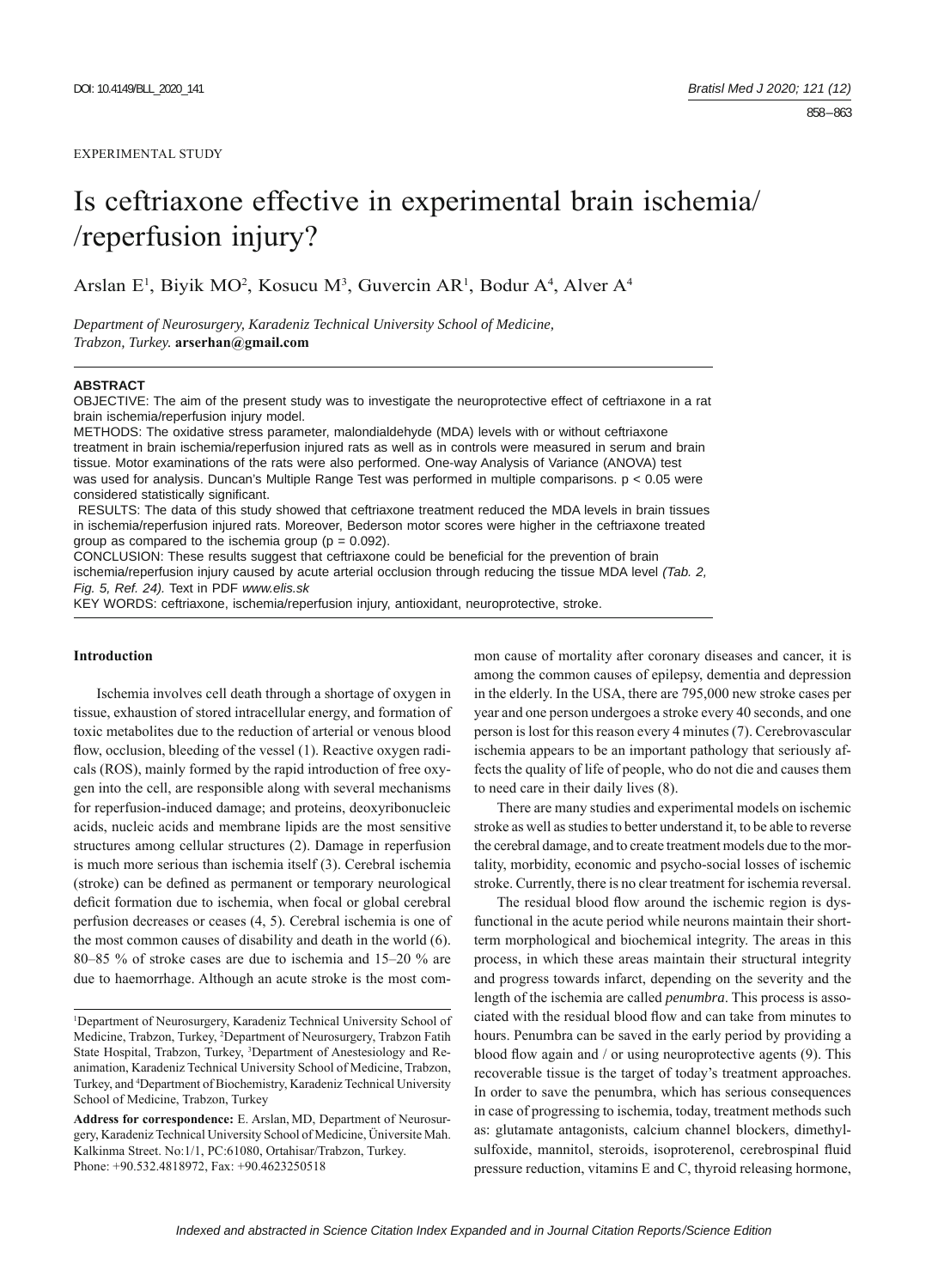EXPERIMENTAL STUDY

# Is ceftriaxone effective in experimental brain ischemia/ /reperfusion injury?

Arslan E[1], Biyik MO[2], Kosucu M[3], Guvercin AR[1], Bodur A[4], Alver A[4]

*Department of Neurosurgery, Karadeniz Technical University School of Medicine, Trabzon, Turkey.* **arserhan@gmail.com**

**ABSTRACT**

OBJECTIVE: The aim of the present study was to investigate the neuroprotective effect of ceftriaxone in a rat brain ischemia/reperfusion injury model.

METHODS: The oxidative stress parameter, malondialdehyde (MDA) levels with or without ceftriaxone treatment in brain ischemia/reperfusion injured rats as well as in controls were measured in serum and brain tissue. Motor examinations of the rats were also performed. One-way Analysis of Variance (ANOVA) test was used for analysis. Duncan's Multiple Range Test was performed in multiple comparisons. $p < 0.05$ were considered statistically significant.

RESULTS: The data of this study showed that ceftriaxone treatment reduced the MDA levels in brain tissues in ischemia/reperfusion injured rats. Moreover, Bederson motor scores were higher in the ceftriaxone treated group as compared to the ischemia group ($p = 0.092$).

CONCLUSION: These results suggest that ceftriaxone could be beneficial for the prevention of brain ischemia/reperfusion injury caused by acute arterial occlusion through reducing the tissue MDA level *(Tab. 2, Fig. 5, Ref. 24).* Text in PDF *www.elis.sk*

KEY WORDS: ceftriaxone, ischemia/reperfusion injury, antioxidant, neuroprotective, stroke.

## Introduction

Ischemia involves cell death through a shortage of oxygen in tissue, exhaustion of stored intracellular energy, and formation of toxic metabolites due to the reduction of arterial or venous blood flow, occlusion, bleeding of the vessel (1). Reactive oxygen radicals (ROS), mainly formed by the rapid introduction of free oxygen into the cell, are responsible along with several mechanisms for reperfusion-induced damage; and proteins, deoxyribonucleic acids, nucleic acids and membrane lipids are the most sensitive structures among cellular structures (2). Damage in reperfusion is much more serious than ischemia itself (3). Cerebral ischemia (stroke) can be defined as permanent or temporary neurological deficit formation due to ischemia, when focal or global cerebral perfusion decreases or ceases (4, 5). Cerebral ischemia is one of the most common causes of disability and death in the world (6). 80–85 % of stroke cases are due to ischemia and 15–20 % are due to haemorrhage. Although an acute stroke is the most common cause of mortality after coronary diseases and cancer, it is among the common causes of epilepsy, dementia and depression in the elderly. In the USA, there are 795,000 new stroke cases per year and one person undergoes a stroke every 40 seconds, and one person is lost for this reason every 4 minutes (7). Cerebrovascular ischemia appears to be an important pathology that seriously affects the quality of life of people, who do not die and causes them to need care in their daily lives (8).

There are many studies and experimental models on ischemic stroke as well as studies to better understand it, to be able to reverse the cerebral damage, and to create treatment models due to the mortality, morbidity, economic and psycho-social losses of ischemic stroke. Currently, there is no clear treatment for ischemia reversal.

The residual blood flow around the ischemic region is dysfunctional in the acute period while neurons maintain their short-term morphological and biochemical integrity. The areas in this process, in which these areas maintain their structural integrity and progress towards infarct, depending on the severity and the length of the ischemia are called *penumbra*. This process is associated with the residual blood flow and can take from minutes to hours. Penumbra can be saved in the early period by providing a blood flow again and / or using neuroprotective agents (9). This recoverable tissue is the target of today's treatment approaches. In order to save the penumbra, which has serious consequences in case of progressing to ischemia, today, treatment methods such as: glutamate antagonists, calcium channel blockers, dimethylsulfoxide, mannitol, steroids, isoproterenol, cerebrospinal fluid pressure reduction, vitamins E and C, thyroid releasing hormone,

[1]Department of Neurosurgery, Karadeniz Technical University School of Medicine, Trabzon, Turkey, [2]Department of Neurosurgery, Trabzon Fatih State Hospital, Trabzon, Turkey, [3]Department of Anestesiology and Reanimation, Karadeniz Technical University School of Medicine, Trabzon, Turkey, and [4]Department of Biochemistry, Karadeniz Technical University School of Medicine, Trabzon, Turkey

**Address for correspondence:** E. Arslan, MD, Department of Neurosurgery, Karadeniz Technical University School of Medicine, Üniversite Mah. Kalkinma Street. No:1/1, PC:61080, Ortahisar/Trabzon, Turkey. Phone: +90.532.4818972, Fax: +90.4623250518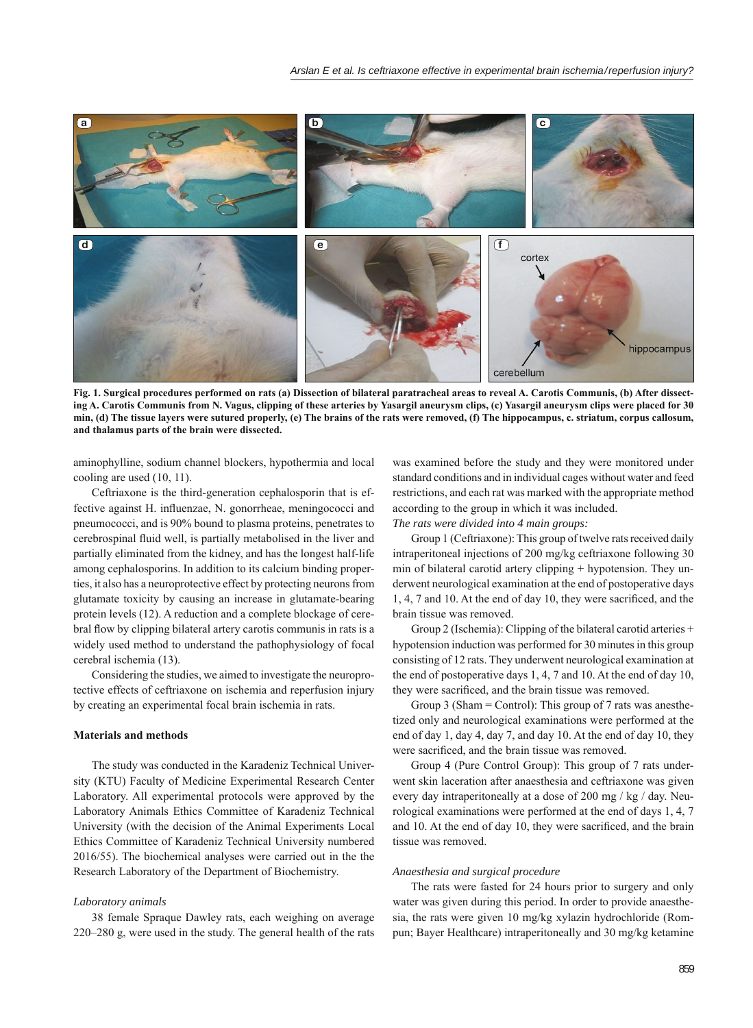**Fig. 1. Surgical procedures performed on rats (a) Dissection of bilateral paratracheal areas to reveal A. Carotis Communis, (b) After dissecting A. Carotis Communis from N. Vagus, clipping of these arteries by Yasargil aneurysm clips, (c) Yasargil aneurysm clips were placed for 30 min, (d) The tissue layers were sutured properly, (e) The brains of the rats were removed, (f) The hippocampus, c. striatum, corpus callosum, and thalamus parts of the brain were dissected.**

aminophylline, sodium channel blockers, hypothermia and local cooling are used (10, 11).

Ceftriaxone is the third-generation cephalosporin that is effective against H. influenzae, N. gonorrheae, meningococci and pneumococci, and is 90% bound to plasma proteins, penetrates to cerebrospinal fluid well, is partially metabolised in the liver and partially eliminated from the kidney, and has the longest half-life among cephalosporins. In addition to its calcium binding properties, it also has a neuroprotective effect by protecting neurons from glutamate toxicity by causing an increase in glutamate-bearing protein levels (12). A reduction and a complete blockage of cerebral flow by clipping bilateral artery carotis communis in rats is a widely used method to understand the pathophysiology of focal cerebral ischemia (13).

Considering the studies, we aimed to investigate the neuroprotective effects of ceftriaxone on ischemia and reperfusion injury by creating an experimental focal brain ischemia in rats.

## Materials and methods

The study was conducted in the Karadeniz Technical University (KTU) Faculty of Medicine Experimental Research Center Laboratory. All experimental protocols were approved by the Laboratory Animals Ethics Committee of Karadeniz Technical University (with the decision of the Animal Experiments Local Ethics Committee of Karadeniz Technical University numbered 2016/55). The biochemical analyses were carried out in the the Research Laboratory of the Department of Biochemistry.

### *Laboratory animals*

38 female Spraque Dawley rats, each weighing on average 220–280 g, were used in the study. The general health of the rats was examined before the study and they were monitored under standard conditions and in individual cages without water and feed restrictions, and each rat was marked with the appropriate method according to the group in which it was included.

*The rats were divided into 4 main groups:*

Group 1 (Ceftriaxone): This group of twelve rats received daily intraperitoneal injections of 200 mg/kg ceftriaxone following 30 min of bilateral carotid artery clipping + hypotension. They underwent neurological examination at the end of postoperative days 1, 4, 7 and 10. At the end of day 10, they were sacrificed, and the brain tissue was removed.

Group 2 (Ischemia): Clipping of the bilateral carotid arteries + hypotension induction was performed for 30 minutes in this group consisting of 12 rats. They underwent neurological examination at the end of postoperative days 1, 4, 7 and 10. At the end of day 10, they were sacrificed, and the brain tissue was removed.

Group 3 (Sham = Control): This group of 7 rats was anesthetized only and neurological examinations were performed at the end of day 1, day 4, day 7, and day 10. At the end of day 10, they were sacrificed, and the brain tissue was removed.

Group 4 (Pure Control Group): This group of 7 rats underwent skin laceration after anaesthesia and ceftriaxone was given every day intraperitoneally at a dose of 200 mg / kg / day. Neurological examinations were performed at the end of days 1, 4, 7 and 10. At the end of day 10, they were sacrificed, and the brain tissue was removed.

### *Anaesthesia and surgical procedure*

The rats were fasted for 24 hours prior to surgery and only water was given during this period. In order to provide anaesthesia, the rats were given 10 mg/kg xylazin hydrochloride (Rompun; Bayer Healthcare) intraperitoneally and 30 mg/kg ketamine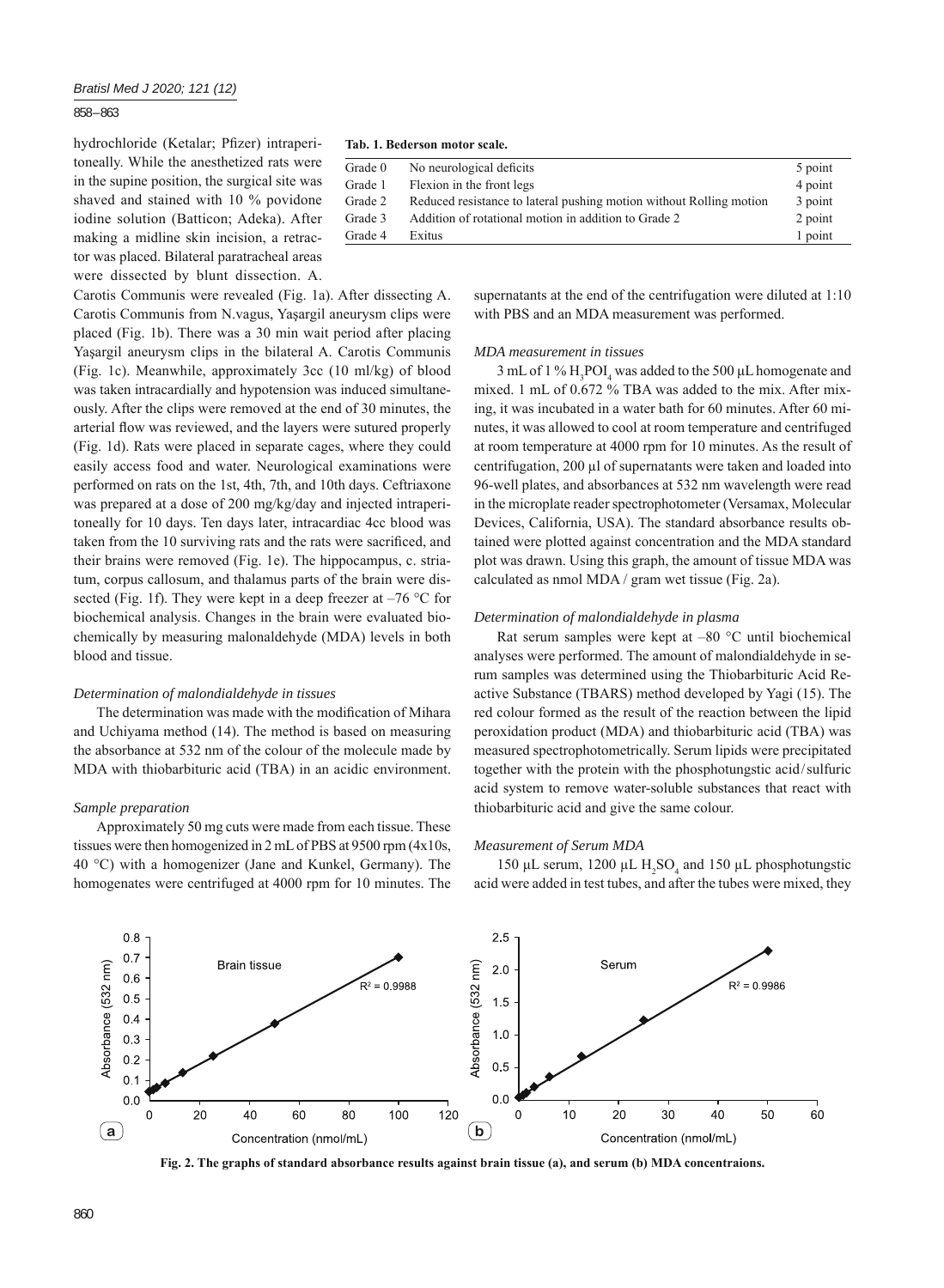hydrochloride (Ketalar; Pfizer) intraperitoneally. While the anesthetized rats were in the supine position, the surgical site was shaved and stained with 10 % povidone iodine solution (Batticon; Adeka). After making a midline skin incision, a retractor was placed. Bilateral paratracheal areas were dissected by blunt dissection. A. Carotis Communis were revealed (Fig. 1a). After dissecting A. Carotis Communis from N.vagus, Yaşargil aneurysm clips were placed (Fig. 1b). There was a 30 min wait period after placing Yaşargil aneurysm clips in the bilateral A. Carotis Communis (Fig. 1c). Meanwhile, approximately 3cc (10 ml/kg) of blood was taken intracardially and hypotension was induced simultaneously. After the clips were removed at the end of 30 minutes, the arterial flow was reviewed, and the layers were sutured properly (Fig. 1d). Rats were placed in separate cages, where they could easily access food and water. Neurological examinations were performed on rats on the 1st, 4th, 7th, and 10th days. Ceftriaxone was prepared at a dose of 200 mg/kg/day and injected intraperitoneally for 10 days. Ten days later, intracardiac 4cc blood was taken from the 10 surviving rats and the rats were sacrificed, and their brains were removed (Fig. 1e). The hippocampus, c. striatum, corpus callosum, and thalamus parts of the brain were dissected (Fig. 1f). They were kept in a deep freezer at –76 °C for biochemical analysis. Changes in the brain were evaluated biochemically by measuring malonaldehyde (MDA) levels in both blood and tissue.

**Tab. 1. Bederson motor scale.**

| | | |
|---|---|---|
| Grade 0 | No neurological deficits | 5 point |
| Grade 1 | Flexion in the front legs | 4 point |
| Grade 2 | Reduced resistance to lateral pushing motion without Rolling motion | 3 point |
| Grade 3 | Addition of rotational motion in addition to Grade 2 | 2 point |
| Grade 4 | Exitus | 1 point |

*Determination of malondialdehyde in tissues*

The determination was made with the modification of Mihara and Uchiyama method (14). The method is based on measuring the absorbance at 532 nm of the colour of the molecule made by MDA with thiobarbituric acid (TBA) in an acidic environment.

*Sample preparation*

Approximately 50 mg cuts were made from each tissue. These tissues were then homogenized in 2 mL of PBS at 9500 rpm (4x10s, 40 °C) with a homogenizer (Jane and Kunkel, Germany). The homogenates were centrifuged at 4000 rpm for 10 minutes. The supernatants at the end of the centrifugation were diluted at 1:10 with PBS and an MDA measurement was performed.

*MDA measurement in tissues*

3 mL of 1 % $H_3POI_4$ was added to the 500 µL homogenate and mixed. 1 mL of 0.672 % TBA was added to the mix. After mixing, it was incubated in a water bath for 60 minutes. After 60 minutes, it was allowed to cool at room temperature and centrifuged at room temperature at 4000 rpm for 10 minutes. As the result of centrifugation, 200 µl of supernatants were taken and loaded into 96-well plates, and absorbances at 532 nm wavelength were read in the microplate reader spectrophotometer (Versamax, Molecular Devices, California, USA). The standard absorbance results obtained were plotted against concentration and the MDA standard plot was drawn. Using this graph, the amount of tissue MDA was calculated as nmol MDA / gram wet tissue (Fig. 2a).

*Determination of malondialdehyde in plasma*

Rat serum samples were kept at –80 °C until biochemical analyses were performed. The amount of malondialdehyde in serum samples was determined using the Thiobarbituric Acid Reactive Substance (TBARS) method developed by Yagi (15). The red colour formed as the result of the reaction between the lipid peroxidation product (MDA) and thiobarbituric acid (TBA) was measured spectrophotometrically. Serum lipids were precipitated together with the protein with the phosphotungstic acid / sulfuric acid system to remove water-soluble substances that react with thiobarbituric acid and give the same colour.

*Measurement of Serum MDA*

150 µL serum, 1200 µL $H_2SO_4$ and 150 µL phosphotungstic acid were added in test tubes, and after the tubes were mixed, they

a
Brain tissue
$R^2 = 0.9988$
Absorbance (532 nm)
0.0 0.1 0.2 0.3 0.4 0.5 0.6 0.7 0.8
Concentration (nmol/mL)
0 20 40 60 80 100 120

b
Serum
$R^2 = 0.9986$
Absorbance (532 nm)
0.0 0.5 1.0 1.5 2.0 2.5
Concentration (nmol/mL)
0 10 20 30 40 50 60

**Fig. 2. The graphs of standard absorbance results against brain tissue (a), and serum (b) MDA concentraions.**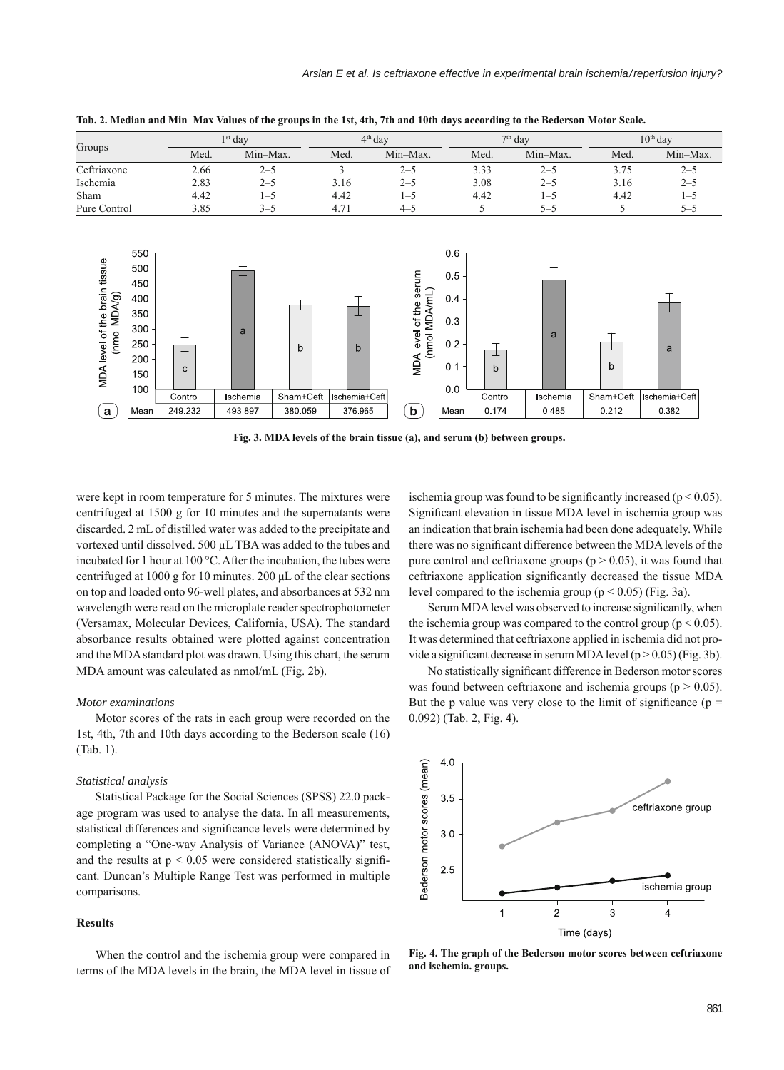**Tab. 2. Median and Min–Max Values of the groups in the 1st, 4th, 7th and 10th days according to the Bederson Motor Scale.**

| Groups | 1st day | | 4th day | | 7th day | | 10th day | |
|---|---|---|---|---|---|---|---|---|
| | Med. | Min–Max. | Med. | Min–Max. | Med. | Min–Max. | Med. | Min–Max. |
| Ceftriaxone | 2.66 | 2–5 | 3 | 2–5 | 3.33 | 2–5 | 3.75 | 2–5 |
| Ischemia | 2.83 | 2–5 | 3.16 | 2–5 | 3.08 | 2–5 | 3.16 | 2–5 |
| Sham | 4.42 | 1–5 | 4.42 | 1–5 | 4.42 | 1–5 | 4.42 | 1–5 |
| Pure Control | 3.85 | 3–5 | 4.71 | 4–5 | 5 | 5–5 | 5 | 5–5 |

(a)
MDA level of the brain tissue (nmol MDA/g)
550, 500, 450, 400, 350, 300, 250, 200, 150, 100
Control: c; Ischemia: a; Sham+Ceft: b; Ischemia+Ceft: b
Mean: 249.232, 493.897, 380.059, 376.965

(b)
MDA level of the serum (nmol MDA/mL)
0.6, 0.5, 0.4, 0.3, 0.2, 0.1, 0.0
Control: b; Ischemia: a; Sham+Ceft: b; Ischemia+Ceft: a
Mean: 0.174, 0.485, 0.212, 0.382

**Fig. 3. MDA levels of the brain tissue (a), and serum (b) between groups.**

were kept in room temperature for 5 minutes. The mixtures were centrifuged at 1500 g for 10 minutes and the supernatants were discarded. 2 mL of distilled water was added to the precipitate and vortexed until dissolved. 500 µL TBA was added to the tubes and incubated for 1 hour at 100 °C. After the incubation, the tubes were centrifuged at 1000 g for 10 minutes. 200 µL of the clear sections on top and loaded onto 96-well plates, and absorbances at 532 nm wavelength were read on the microplate reader spectrophotometer (Versamax, Molecular Devices, California, USA). The standard absorbance results obtained were plotted against concentration and the MDA standard plot was drawn. Using this chart, the serum MDA amount was calculated as nmol/mL (Fig. 2b).

### *Motor examinations*

Motor scores of the rats in each group were recorded on the 1st, 4th, 7th and 10th days according to the Bederson scale (16) (Tab. 1).

### *Statistical analysis*

Statistical Package for the Social Sciences (SPSS) 22.0 package program was used to analyse the data. In all measurements, statistical differences and significance levels were determined by completing a "One-way Analysis of Variance (ANOVA)" test, and the results at $p < 0.05$ were considered statistically significant. Duncan's Multiple Range Test was performed in multiple comparisons.

## Results

When the control and the ischemia group were compared in terms of the MDA levels in the brain, the MDA level in tissue of ischemia group was found to be significantly increased ($p < 0.05$). Significant elevation in tissue MDA level in ischemia group was an indication that brain ischemia had been done adequately. While there was no significant difference between the MDA levels of the pure control and ceftriaxone groups ($p > 0.05$), it was found that ceftriaxone application significantly decreased the tissue MDA level compared to the ischemia group ($p < 0.05$) (Fig. 3a).

Serum MDA level was observed to increase significantly, when the ischemia group was compared to the control group ($p < 0.05$). It was determined that ceftriaxone applied in ischemia did not provide a significant decrease in serum MDA level ($p > 0.05$) (Fig. 3b).

No statistically significant difference in Bederson motor scores was found between ceftriaxone and ischemia groups ($p > 0.05$). But the p value was very close to the limit of significance ($p = 0.092$) (Tab. 2, Fig. 4).

Bederson motor scores (mean)
4.0, 3.5, 3.0, 2.5
ceftriaxone group
ischemia group
Time (days)
1, 2, 3, 4

**Fig. 4. The graph of the Bederson motor scores between ceftriaxone and ischemia. groups.**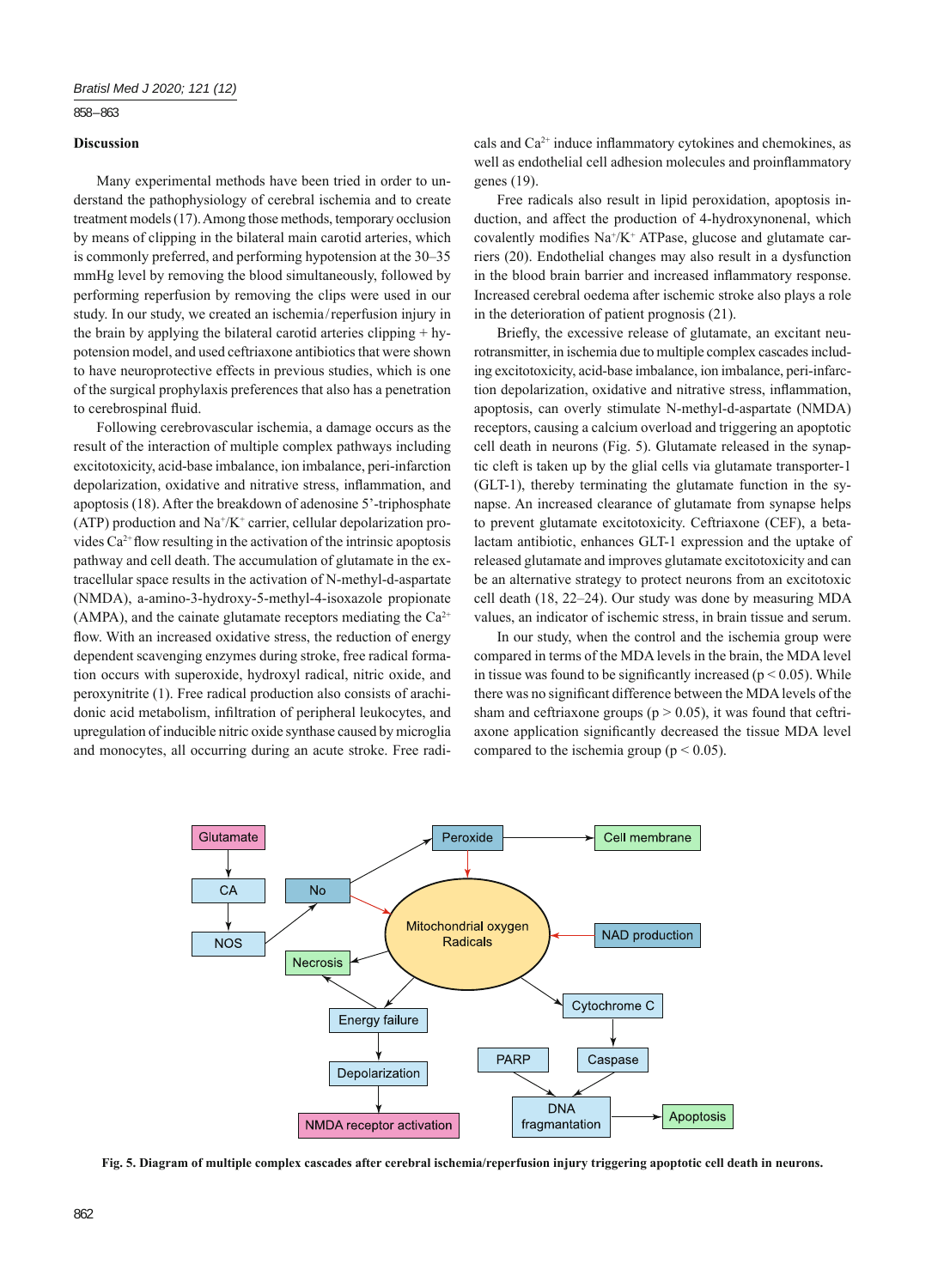## Discussion

Many experimental methods have been tried in order to understand the pathophysiology of cerebral ischemia and to create treatment models (17). Among those methods, temporary occlusion by means of clipping in the bilateral main carotid arteries, which is commonly preferred, and performing hypotension at the 30–35 mmHg level by removing the blood simultaneously, followed by performing reperfusion by removing the clips were used in our study. In our study, we created an ischemia/reperfusion injury in the brain by applying the bilateral carotid arteries clipping + hypotension model, and used ceftriaxone antibiotics that were shown to have neuroprotective effects in previous studies, which is one of the surgical prophylaxis preferences that also has a penetration to cerebrospinal fluid.

Following cerebrovascular ischemia, a damage occurs as the result of the interaction of multiple complex pathways including excitotoxicity, acid-base imbalance, ion imbalance, peri-infarction depolarization, oxidative and nitrative stress, inflammation, and apoptosis (18). After the breakdown of adenosine 5'-triphosphate (ATP) production and $Na^+/K^+$ carrier, cellular depolarization provides $Ca^{2+}$ flow resulting in the activation of the intrinsic apoptosis pathway and cell death. The accumulation of glutamate in the extracellular space results in the activation of N-methyl-d-aspartate (NMDA), a-amino-3-hydroxy-5-methyl-4-isoxazole propionate (AMPA), and the cainate glutamate receptors mediating the $Ca^{2+}$ flow. With an increased oxidative stress, the reduction of energy dependent scavenging enzymes during stroke, free radical formation occurs with superoxide, hydroxyl radical, nitric oxide, and peroxynitrite (1). Free radical production also consists of arachidonic acid metabolism, infiltration of peripheral leukocytes, and upregulation of inducible nitric oxide synthase caused by microglia and monocytes, all occurring during an acute stroke. Free radicals and $Ca^{2+}$ induce inflammatory cytokines and chemokines, as well as endothelial cell adhesion molecules and proinflammatory genes (19).

Free radicals also result in lipid peroxidation, apoptosis induction, and affect the production of 4-hydroxynonenal, which covalently modifies $Na^+/K^+$ ATPase, glucose and glutamate carriers (20). Endothelial changes may also result in a dysfunction in the blood brain barrier and increased inflammatory response. Increased cerebral oedema after ischemic stroke also plays a role in the deterioration of patient prognosis (21).

Briefly, the excessive release of glutamate, an excitant neurotransmitter, in ischemia due to multiple complex cascades including excitotoxicity, acid-base imbalance, ion imbalance, peri-infarction depolarization, oxidative and nitrative stress, inflammation, apoptosis, can overly stimulate N-methyl-d-aspartate (NMDA) receptors, causing a calcium overload and triggering an apoptotic cell death in neurons (Fig. 5). Glutamate released in the synaptic cleft is taken up by the glial cells via glutamate transporter-1 (GLT-1), thereby terminating the glutamate function in the synapse. An increased clearance of glutamate from synapse helps to prevent glutamate excitotoxicity. Ceftriaxone (CEF), a beta-lactam antibiotic, enhances GLT-1 expression and the uptake of released glutamate and improves glutamate excitotoxicity and can be an alternative strategy to protect neurons from an excitotoxic cell death (18, 22–24). Our study was done by measuring MDA values, an indicator of ischemic stress, in brain tissue and serum.

In our study, when the control and the ischemia group were compared in terms of the MDA levels in the brain, the MDA level in tissue was found to be significantly increased ($p < 0.05$). While there was no significant difference between the MDA levels of the sham and ceftriaxone groups ($p > 0.05$), it was found that ceftriaxone application significantly decreased the tissue MDA level compared to the ischemia group ($p < 0.05$).

**Fig. 5. Diagram of multiple complex cascades after cerebral ischemia/reperfusion injury triggering apoptotic cell death in neurons.**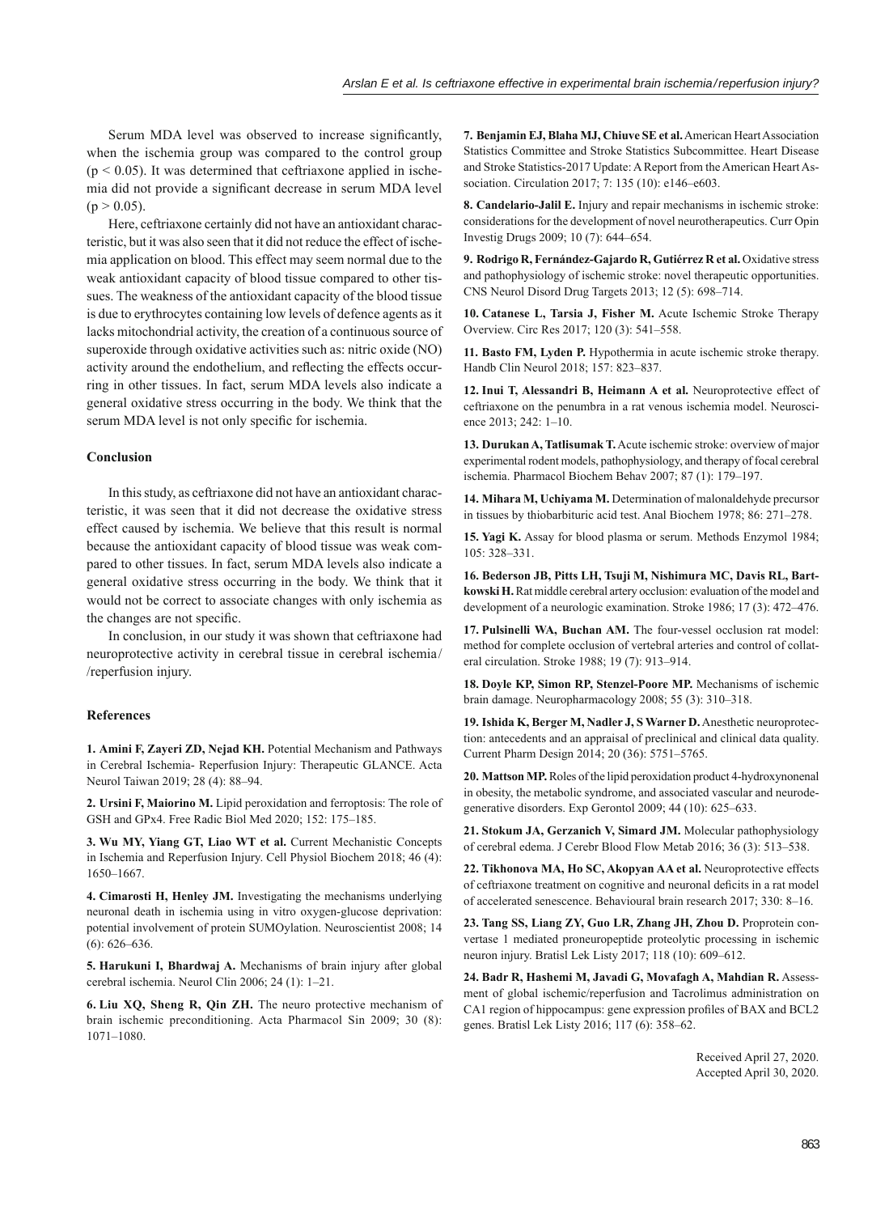Serum MDA level was observed to increase significantly, when the ischemia group was compared to the control group ($p < 0.05$). It was determined that ceftriaxone applied in ischemia did not provide a significant decrease in serum MDA level ($p > 0.05$).

Here, ceftriaxone certainly did not have an antioxidant characteristic, but it was also seen that it did not reduce the effect of ischemia application on blood. This effect may seem normal due to the weak antioxidant capacity of blood tissue compared to other tissues. The weakness of the antioxidant capacity of the blood tissue is due to erythrocytes containing low levels of defence agents as it lacks mitochondrial activity, the creation of a continuous source of superoxide through oxidative activities such as: nitric oxide (NO) activity around the endothelium, and reflecting the effects occurring in other tissues. In fact, serum MDA levels also indicate a general oxidative stress occurring in the body. We think that the serum MDA level is not only specific for ischemia.

## Conclusion

In this study, as ceftriaxone did not have an antioxidant characteristic, it was seen that it did not decrease the oxidative stress effect caused by ischemia. We believe that this result is normal because the antioxidant capacity of blood tissue was weak compared to other tissues. In fact, serum MDA levels also indicate a general oxidative stress occurring in the body. We think that it would not be correct to associate changes with only ischemia as the changes are not specific.

In conclusion, in our study it was shown that ceftriaxone had neuroprotective activity in cerebral tissue in cerebral ischemia/ /reperfusion injury.

## References

**1. Amini F, Zayeri ZD, Nejad KH.** Potential Mechanism and Pathways in Cerebral Ischemia- Reperfusion Injury: Therapeutic GLANCE. Acta Neurol Taiwan 2019; 28 (4): 88–94.

**2. Ursini F, Maiorino M.** Lipid peroxidation and ferroptosis: The role of GSH and GPx4. Free Radic Biol Med 2020; 152: 175–185.

**3. Wu MY, Yiang GT, Liao WT et al.** Current Mechanistic Concepts in Ischemia and Reperfusion Injury. Cell Physiol Biochem 2018; 46 (4): 1650–1667.

**4. Cimarosti H, Henley JM.** Investigating the mechanisms underlying neuronal death in ischemia using in vitro oxygen-glucose deprivation: potential involvement of protein SUMOylation. Neuroscientist 2008; 14 (6): 626–636.

**5. Harukuni I, Bhardwaj A.** Mechanisms of brain injury after global cerebral ischemia. Neurol Clin 2006; 24 (1): 1–21.

**6. Liu XQ, Sheng R, Qin ZH.** The neuro protective mechanism of brain ischemic preconditioning. Acta Pharmacol Sin 2009; 30 (8): 1071–1080.

**7. Benjamin EJ, Blaha MJ, Chiuve SE et al.** American Heart Association Statistics Committee and Stroke Statistics Subcommittee. Heart Disease and Stroke Statistics-2017 Update: A Report from the American Heart Association. Circulation 2017; 7: 135 (10): e146–e603.

**8. Candelario-Jalil E.** Injury and repair mechanisms in ischemic stroke: considerations for the development of novel neurotherapeutics. Curr Opin Investig Drugs 2009; 10 (7): 644–654.

**9. Rodrigo R, Fernández-Gajardo R, Gutiérrez R et al.** Oxidative stress and pathophysiology of ischemic stroke: novel therapeutic opportunities. CNS Neurol Disord Drug Targets 2013; 12 (5): 698–714.

**10. Catanese L, Tarsia J, Fisher M.** Acute Ischemic Stroke Therapy Overview. Circ Res 2017; 120 (3): 541–558.

**11. Basto FM, Lyden P.** Hypothermia in acute ischemic stroke therapy. Handb Clin Neurol 2018; 157: 823–837.

**12. Inui T, Alessandri B, Heimann A et al.** Neuroprotective effect of ceftriaxone on the penumbra in a rat venous ischemia model. Neuroscience 2013; 242: 1–10.

**13. Durukan A, Tatlisumak T.** Acute ischemic stroke: overview of major experimental rodent models, pathophysiology, and therapy of focal cerebral ischemia. Pharmacol Biochem Behav 2007; 87 (1): 179–197.

**14. Mihara M, Uchiyama M.** Determination of malonaldehyde precursor in tissues by thiobarbituric acid test. Anal Biochem 1978; 86: 271–278.

**15. Yagi K.** Assay for blood plasma or serum. Methods Enzymol 1984; 105: 328–331.

**16. Bederson JB, Pitts LH, Tsuji M, Nishimura MC, Davis RL, Bartkowski H.** Rat middle cerebral artery occlusion: evaluation of the model and development of a neurologic examination. Stroke 1986; 17 (3): 472–476.

**17. Pulsinelli WA, Buchan AM.** The four-vessel occlusion rat model: method for complete occlusion of vertebral arteries and control of collateral circulation. Stroke 1988; 19 (7): 913–914.

**18. Doyle KP, Simon RP, Stenzel-Poore MP.** Mechanisms of ischemic brain damage. Neuropharmacology 2008; 55 (3): 310–318.

**19. Ishida K, Berger M, Nadler J, S Warner D.** Anesthetic neuroprotection: antecedents and an appraisal of preclinical and clinical data quality. Current Pharm Design 2014; 20 (36): 5751–5765.

**20. Mattson MP.** Roles of the lipid peroxidation product 4-hydroxynonenal in obesity, the metabolic syndrome, and associated vascular and neurodegenerative disorders. Exp Gerontol 2009; 44 (10): 625–633.

**21. Stokum JA, Gerzanich V, Simard JM.** Molecular pathophysiology of cerebral edema. J Cerebr Blood Flow Metab 2016; 36 (3): 513–538.

**22. Tikhonova MA, Ho SC, Akopyan AA et al.** Neuroprotective effects of ceftriaxone treatment on cognitive and neuronal deficits in a rat model of accelerated senescence. Behavioural brain research 2017; 330: 8–16.

**23. Tang SS, Liang ZY, Guo LR, Zhang JH, Zhou D.** Proprotein convertase 1 mediated proneuropeptide proteolytic processing in ischemic neuron injury. Bratisl Lek Listy 2017; 118 (10): 609–612.

**24. Badr R, Hashemi M, Javadi G, Movafagh A, Mahdian R.** Assessment of global ischemic/reperfusion and Tacrolimus administration on CA1 region of hippocampus: gene expression profiles of BAX and BCL2 genes. Bratisl Lek Listy 2016; 117 (6): 358–62.

Received April 27, 2020.
Accepted April 30, 2020.